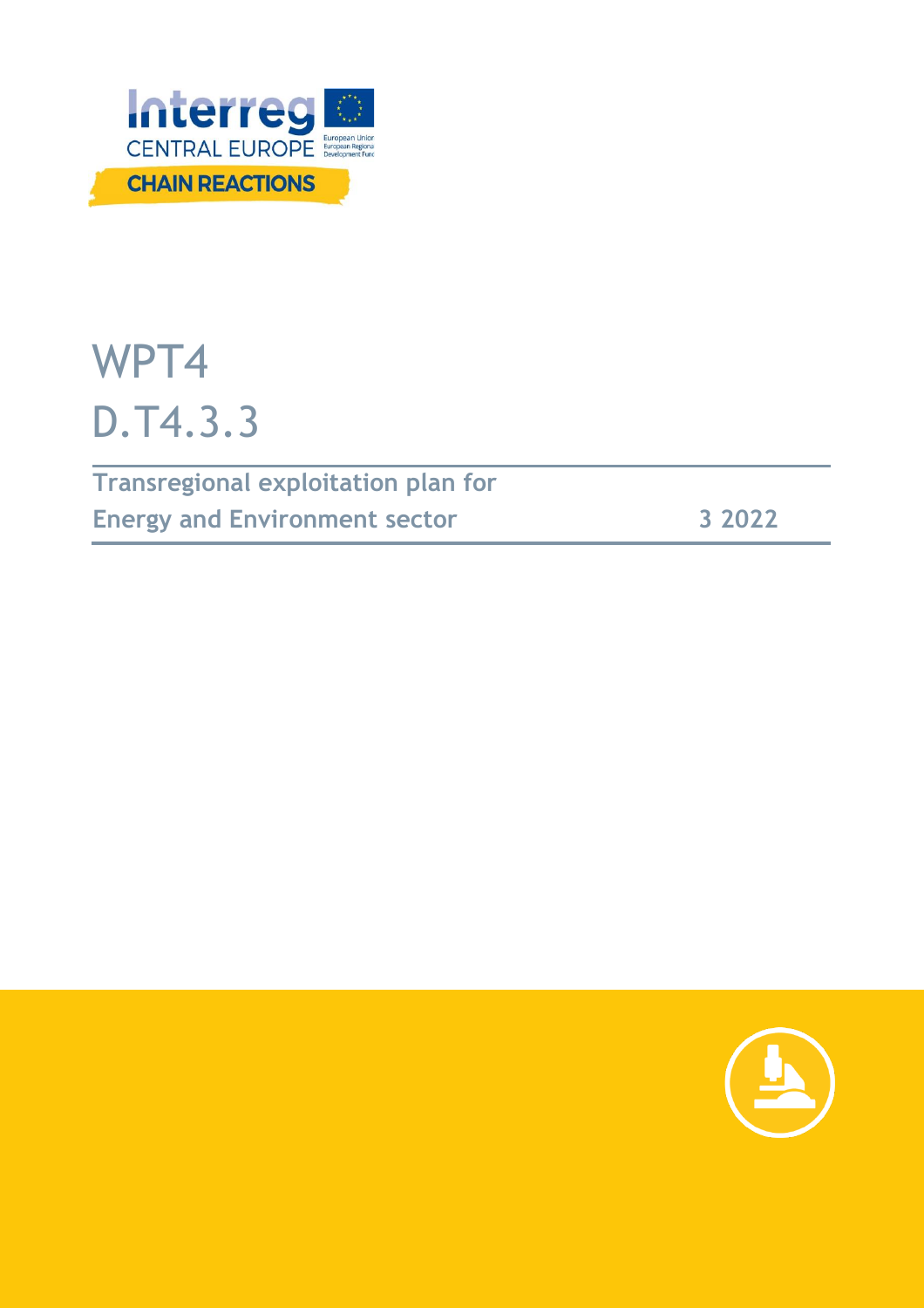Interreg

CENTRAL EUROPE

European Union
European Regional Development Fund

CHAIN REACTIONS

# WPT4

# D.T4.3.3

**Transregional exploitation plan for Energy and Environment sector** **3 2022**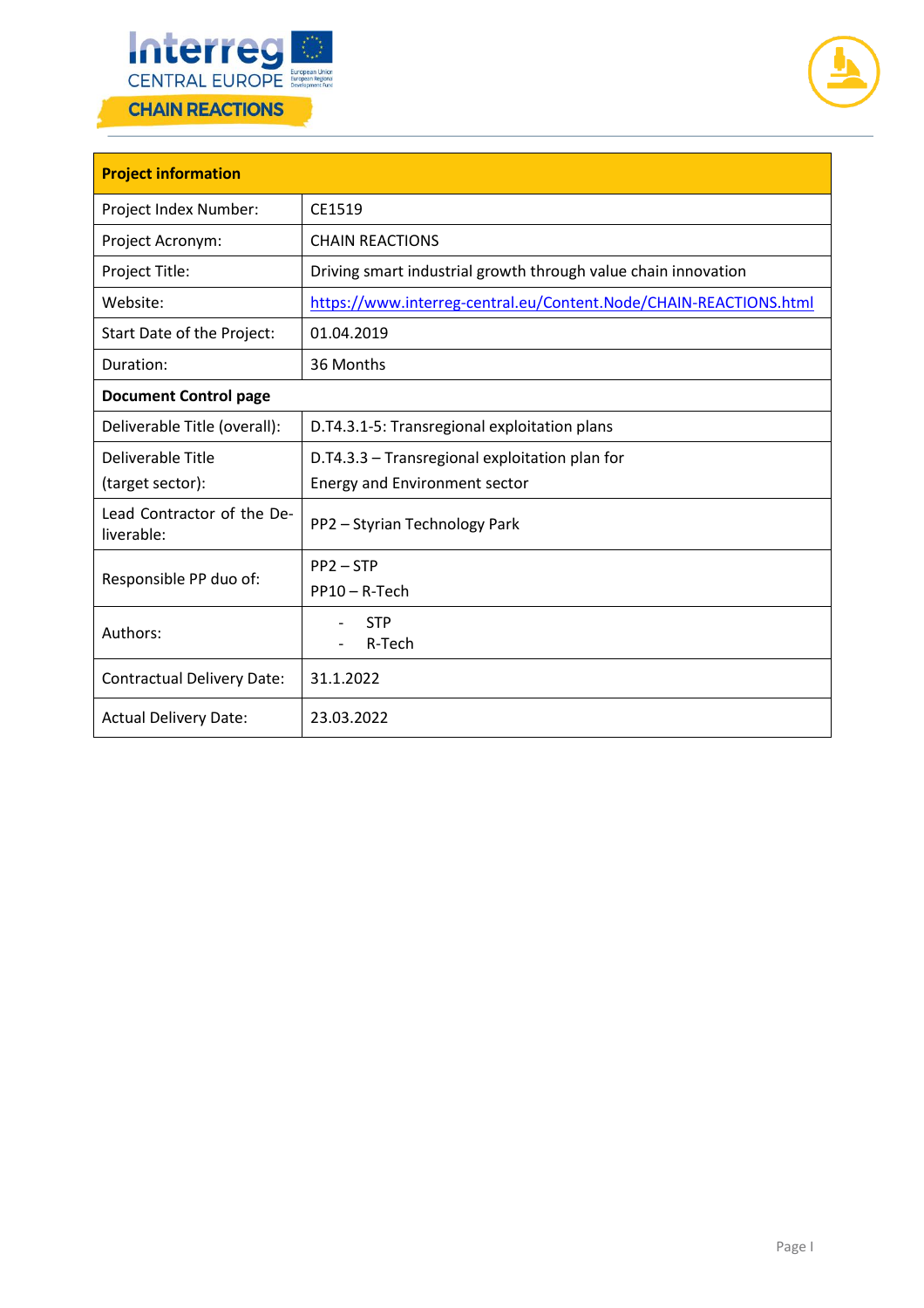| **Project information** | |
|---|---|
| Project Index Number: | CE1519 |
| Project Acronym: | CHAIN REACTIONS |
| Project Title: | Driving smart industrial growth through value chain innovation |
| Website: | https://www.interreg-central.eu/Content.Node/CHAIN-REACTIONS.html |
| Start Date of the Project: | 01.04.2019 |
| Duration: | 36 Months |
| **Document Control page** | |
| Deliverable Title (overall): | D.T4.3.1-5: Transregional exploitation plans |
| Deliverable Title (target sector): | D.T4.3.3 – Transregional exploitation plan for Energy and Environment sector |
| Lead Contractor of the Deliverable: | PP2 – Styrian Technology Park |
| Responsible PP duo of: | PP2 – STP<br>PP10 – R-Tech |
| Authors: | - STP<br>- R-Tech |
| Contractual Delivery Date: | 31.1.2022 |
| Actual Delivery Date: | 23.03.2022 |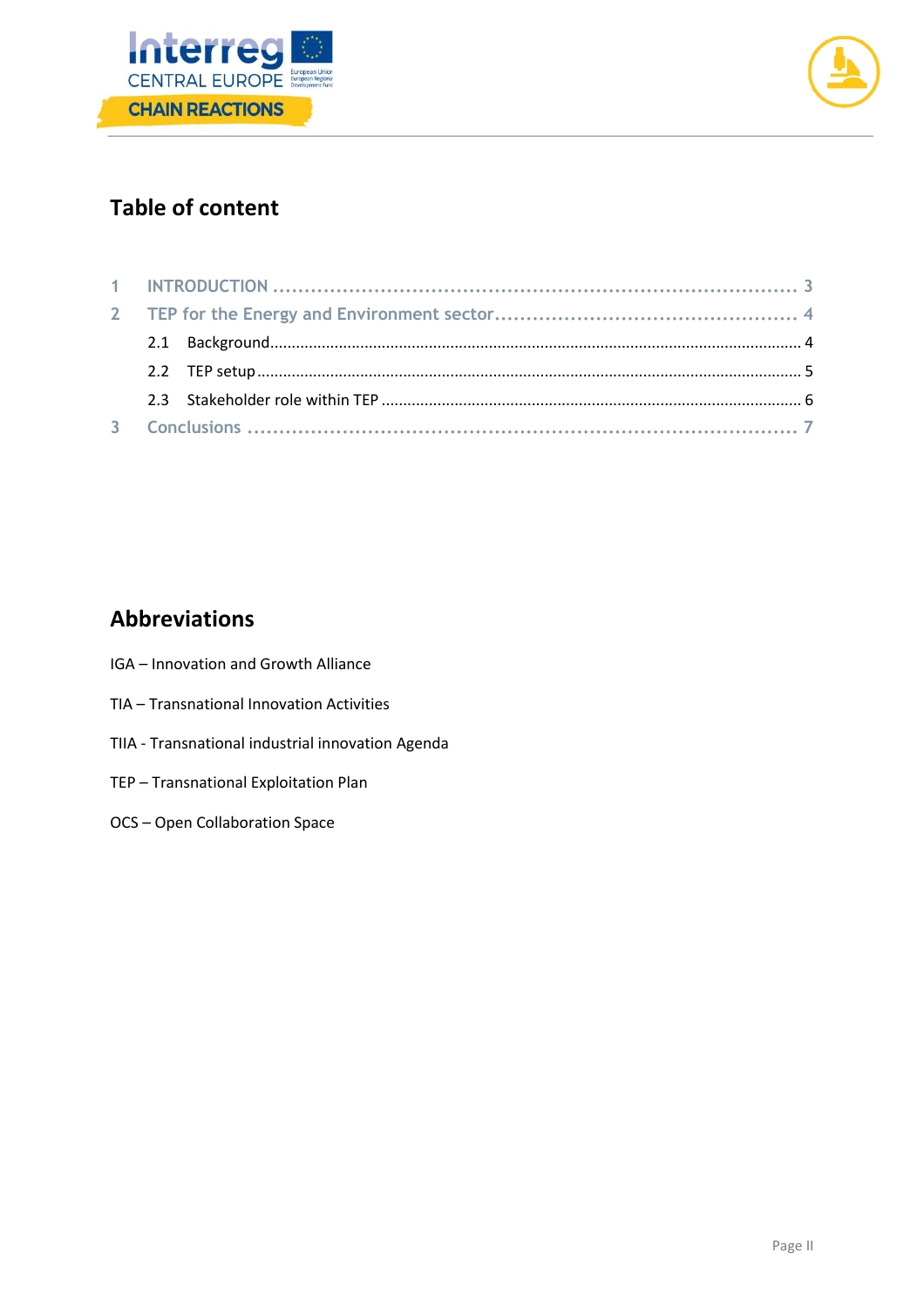## Table of content

1 INTRODUCTION ........................................................................... 3

2 TEP for the Energy and Environment sector ........................................ 4

- 2.1 Background ............................................................................. 4
- 2.2 TEP setup ................................................................................ 5
- 2.3 Stakeholder role within TEP .......................................................... 6

3 Conclusions ............................................................................ 7

## Abbreviations

IGA – Innovation and Growth Alliance

TIA – Transnational Innovation Activities

TIIA - Transnational industrial innovation Agenda

TEP – Transnational Exploitation Plan

OCS – Open Collaboration Space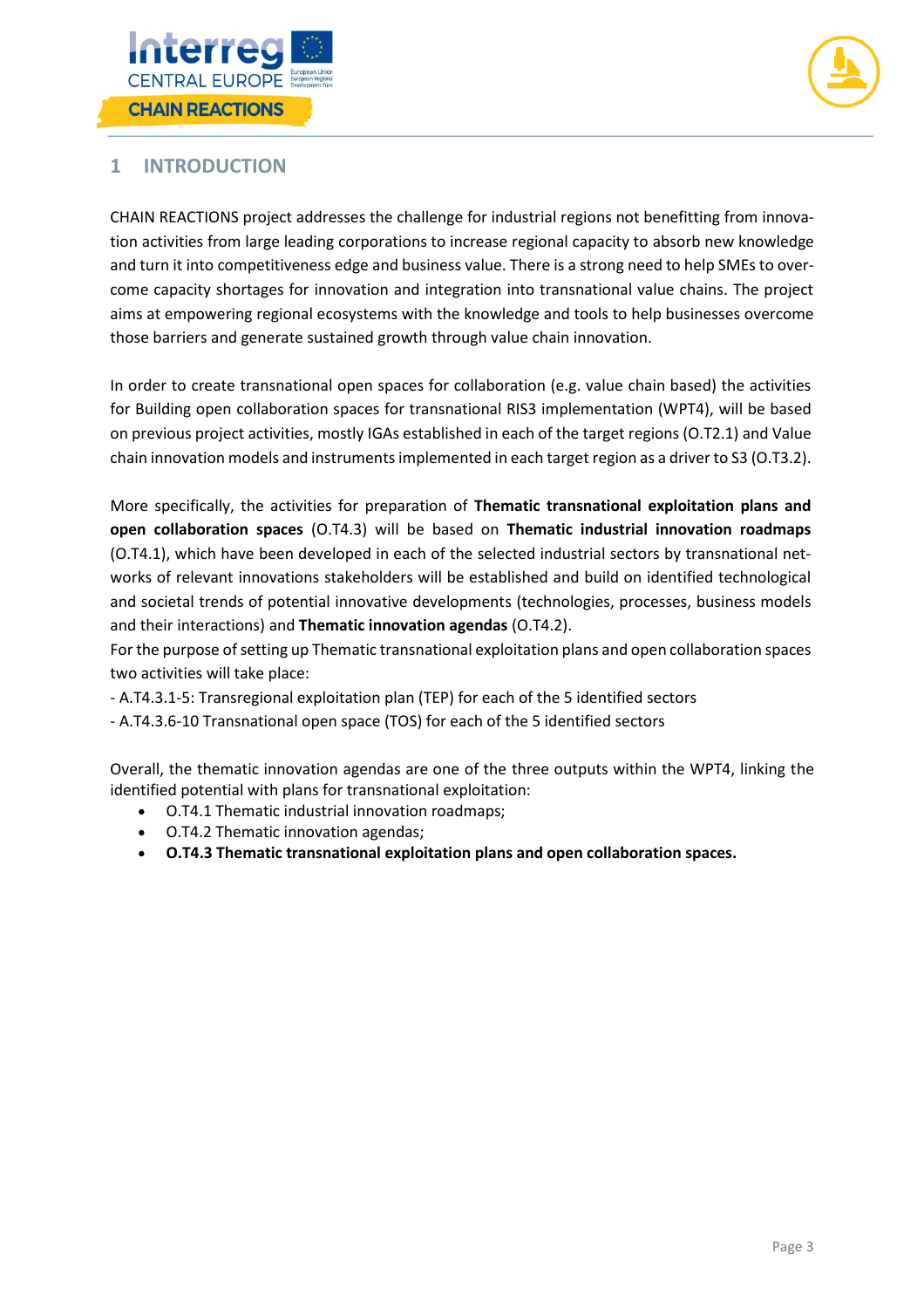# 1 INTRODUCTION

CHAIN REACTIONS project addresses the challenge for industrial regions not benefitting from innovation activities from large leading corporations to increase regional capacity to absorb new knowledge and turn it into competitiveness edge and business value. There is a strong need to help SMEs to overcome capacity shortages for innovation and integration into transnational value chains. The project aims at empowering regional ecosystems with the knowledge and tools to help businesses overcome those barriers and generate sustained growth through value chain innovation.

In order to create transnational open spaces for collaboration (e.g. value chain based) the activities for Building open collaboration spaces for transnational RIS3 implementation (WPT4), will be based on previous project activities, mostly IGAs established in each of the target regions (O.T2.1) and Value chain innovation models and instruments implemented in each target region as a driver to S3 (O.T3.2).

More specifically, the activities for preparation of **Thematic transnational exploitation plans and open collaboration spaces** (O.T4.3) will be based on **Thematic industrial innovation roadmaps** (O.T4.1), which have been developed in each of the selected industrial sectors by transnational networks of relevant innovations stakeholders will be established and build on identified technological and societal trends of potential innovative developments (technologies, processes, business models and their interactions) and **Thematic innovation agendas** (O.T4.2).
For the purpose of setting up Thematic transnational exploitation plans and open collaboration spaces two activities will take place:

- A.T4.3.1-5: Transregional exploitation plan (TEP) for each of the 5 identified sectors
- A.T4.3.6-10 Transnational open space (TOS) for each of the 5 identified sectors

Overall, the thematic innovation agendas are one of the three outputs within the WPT4, linking the identified potential with plans for transnational exploitation:

- O.T4.1 Thematic industrial innovation roadmaps;
- O.T4.2 Thematic innovation agendas;
- **O.T4.3 Thematic transnational exploitation plans and open collaboration spaces.**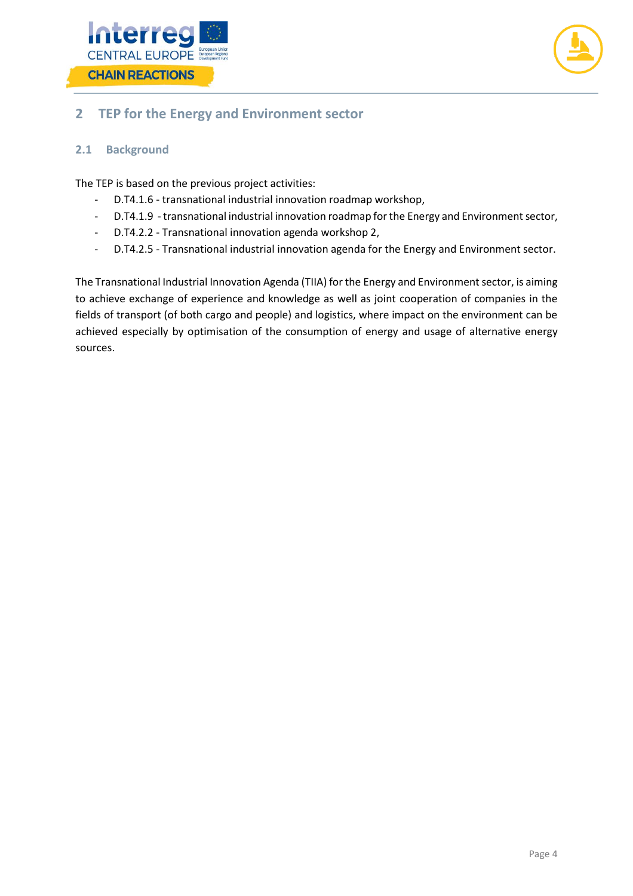## 2 TEP for the Energy and Environment sector

### 2.1 Background

The TEP is based on the previous project activities:

- D.T4.1.6 - transnational industrial innovation roadmap workshop,
- D.T4.1.9 - transnational industrial innovation roadmap for the Energy and Environment sector,
- D.T4.2.2 - Transnational innovation agenda workshop 2,
- D.T4.2.5 - Transnational industrial innovation agenda for the Energy and Environment sector.

The Transnational Industrial Innovation Agenda (TIIA) for the Energy and Environment sector, is aiming to achieve exchange of experience and knowledge as well as joint cooperation of companies in the fields of transport (of both cargo and people) and logistics, where impact on the environment can be achieved especially by optimisation of the consumption of energy and usage of alternative energy sources.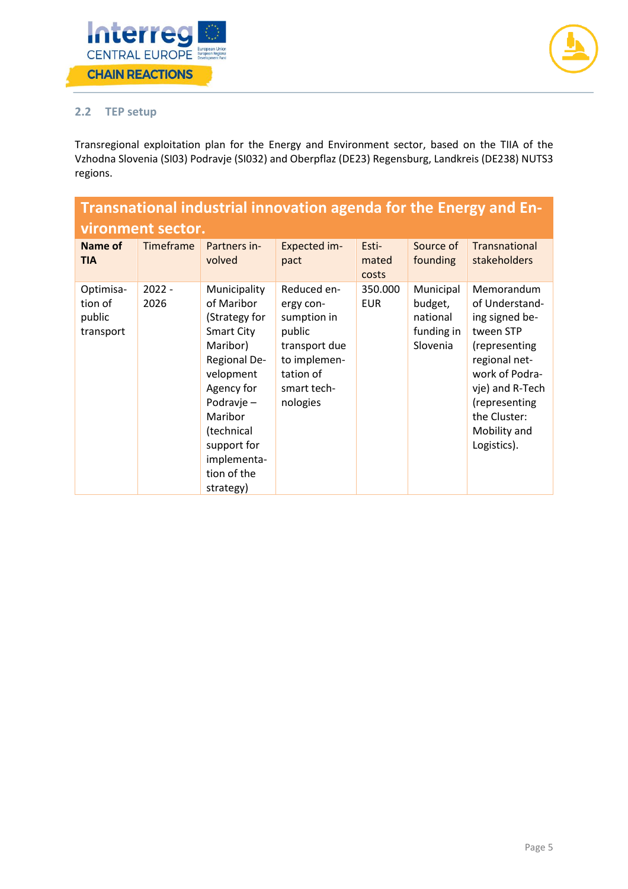## 2.2 TEP setup

Transregional exploitation plan for the Energy and Environment sector, based on the TIIA of the Vzhodna Slovenia (SI03) Podravje (SI032) and Oberpflaz (DE23) Regensburg, Landkreis (DE238) NUTS3 regions.

| Transnational industrial innovation agenda for the Energy and Environment sector. | | | | | | |
|---|---|---|---|---|---|---|
| **Name of TIA** | Timeframe | Partners involved | Expected impact | Estimated costs | Source of founding | Transnational stakeholders |
| Optimisation of public transport | 2022 - 2026 | Municipality of Maribor (Strategy for Smart City Maribor) Regional Development Agency for Podravje – Maribor (technical support for implementation of the strategy) | Reduced energy consumption in public transport due to implementation of smart technologies | 350.000 EUR | Municipal budget, national funding in Slovenia | Memorandum of Understanding signed between STP (representing regional network of Podravje) and R-Tech (representing the Cluster: Mobility and Logistics). |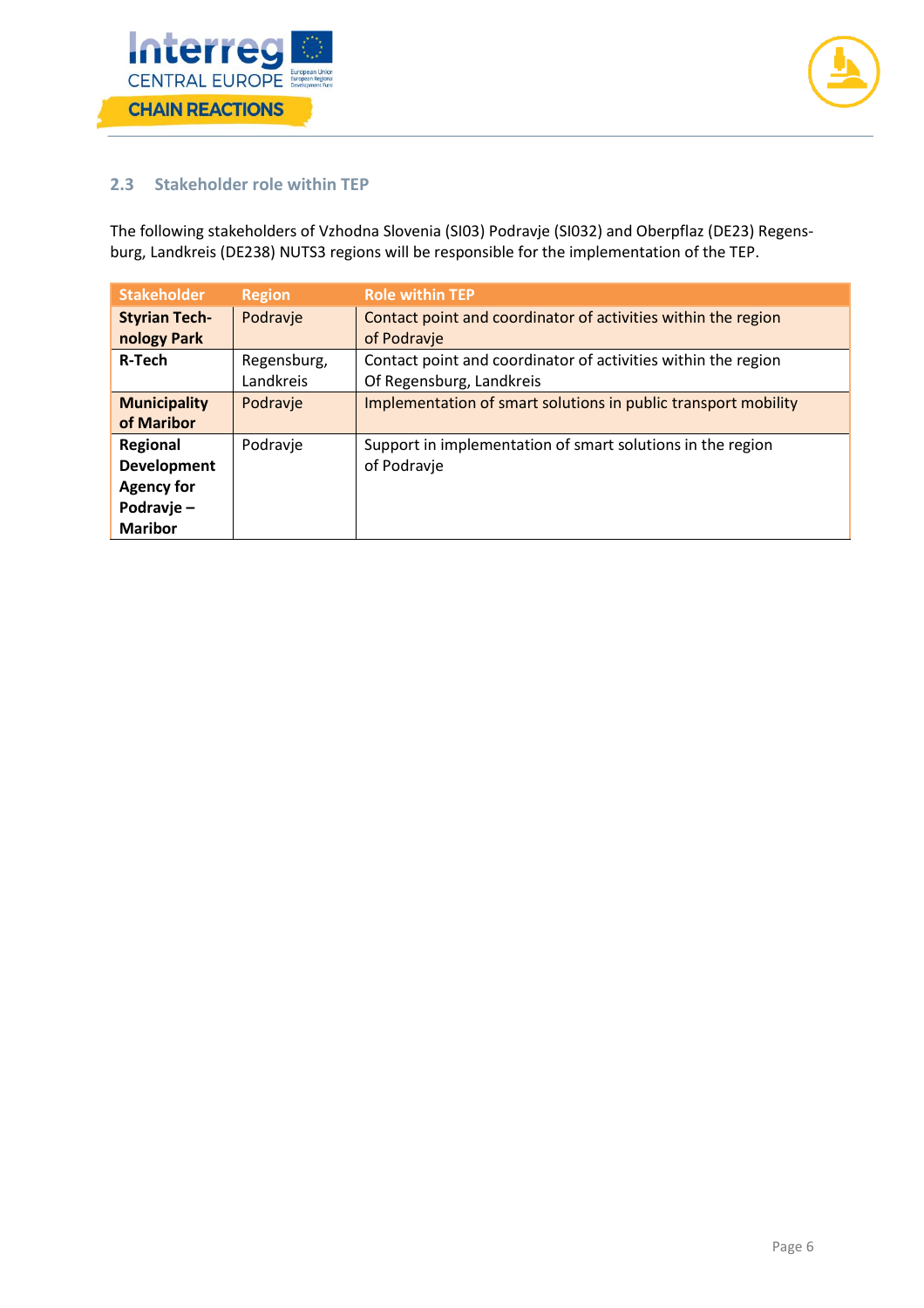### 2.3 Stakeholder role within TEP

The following stakeholders of Vzhodna Slovenia (SI03) Podravje (SI032) and Oberpflaz (DE23) Regensburg, Landkreis (DE238) NUTS3 regions will be responsible for the implementation of the TEP.

| Stakeholder | Region | Role within TEP |
|---|---|---|
| **Styrian Technology Park** | Podravje | Contact point and coordinator of activities within the region of Podravje |
| **R-Tech** | Regensburg, Landkreis | Contact point and coordinator of activities within the region Of Regensburg, Landkreis |
| **Municipality of Maribor** | Podravje | Implementation of smart solutions in public transport mobility |
| **Regional Development Agency for Podravje – Maribor** | Podravje | Support in implementation of smart solutions in the region of Podravje |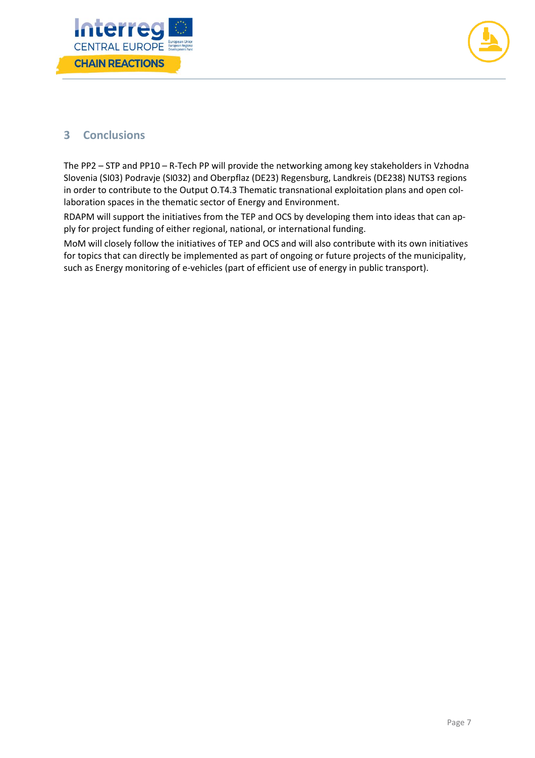## 3 Conclusions

The PP2 – STP and PP10 – R-Tech PP will provide the networking among key stakeholders in Vzhodna Slovenia (SI03) Podravje (SI032) and Oberpflaz (DE23) Regensburg, Landkreis (DE238) NUTS3 regions in order to contribute to the Output O.T4.3 Thematic transnational exploitation plans and open collaboration spaces in the thematic sector of Energy and Environment.

RDAPM will support the initiatives from the TEP and OCS by developing them into ideas that can apply for project funding of either regional, national, or international funding.

MoM will closely follow the initiatives of TEP and OCS and will also contribute with its own initiatives for topics that can directly be implemented as part of ongoing or future projects of the municipality, such as Energy monitoring of e-vehicles (part of efficient use of energy in public transport).